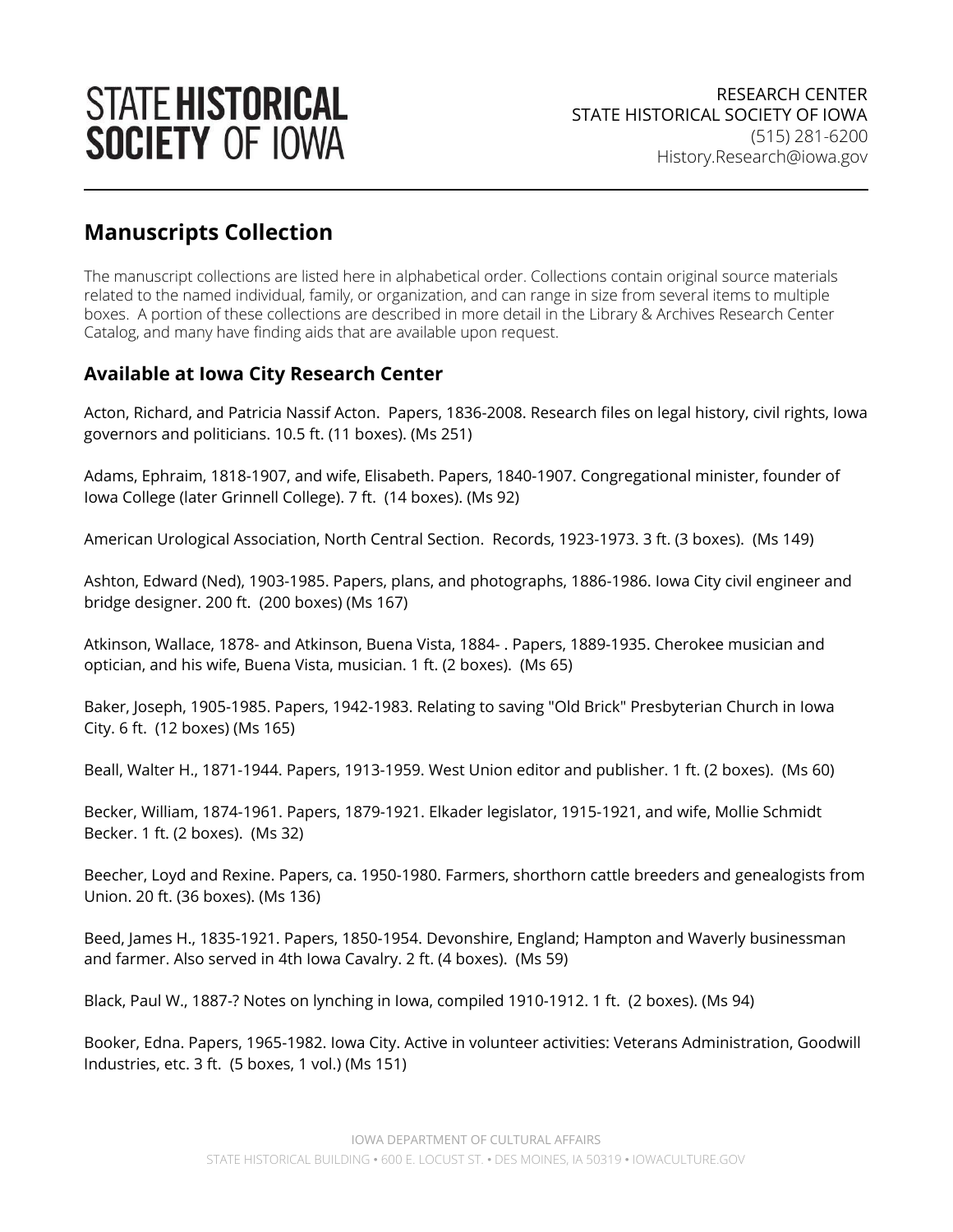# STATE HISTORICAL SOCIETY OF IOWA

RESEARCH CENTER
STATE HISTORICAL SOCIETY OF IOWA
(515) 281-6200
History.Research@iowa.gov

## Manuscripts Collection

The manuscript collections are listed here in alphabetical order. Collections contain original source materials related to the named individual, family, or organization, and can range in size from several items to multiple boxes. A portion of these collections are described in more detail in the Library & Archives Research Center Catalog, and many have finding aids that are available upon request.

### Available at Iowa City Research Center

Acton, Richard, and Patricia Nassif Acton. Papers, 1836-2008. Research files on legal history, civil rights, Iowa governors and politicians. 10.5 ft. (11 boxes). (Ms 251)

Adams, Ephraim, 1818-1907, and wife, Elisabeth. Papers, 1840-1907. Congregational minister, founder of Iowa College (later Grinnell College). 7 ft. (14 boxes). (Ms 92)

American Urological Association, North Central Section. Records, 1923-1973. 3 ft. (3 boxes). (Ms 149)

Ashton, Edward (Ned), 1903-1985. Papers, plans, and photographs, 1886-1986. Iowa City civil engineer and bridge designer. 200 ft. (200 boxes) (Ms 167)

Atkinson, Wallace, 1878- and Atkinson, Buena Vista, 1884- . Papers, 1889-1935. Cherokee musician and optician, and his wife, Buena Vista, musician. 1 ft. (2 boxes). (Ms 65)

Baker, Joseph, 1905-1985. Papers, 1942-1983. Relating to saving "Old Brick" Presbyterian Church in Iowa City. 6 ft. (12 boxes) (Ms 165)

Beall, Walter H., 1871-1944. Papers, 1913-1959. West Union editor and publisher. 1 ft. (2 boxes). (Ms 60)

Becker, William, 1874-1961. Papers, 1879-1921. Elkader legislator, 1915-1921, and wife, Mollie Schmidt Becker. 1 ft. (2 boxes). (Ms 32)

Beecher, Loyd and Rexine. Papers, ca. 1950-1980. Farmers, shorthorn cattle breeders and genealogists from Union. 20 ft. (36 boxes). (Ms 136)

Beed, James H., 1835-1921. Papers, 1850-1954. Devonshire, England; Hampton and Waverly businessman and farmer. Also served in 4th Iowa Cavalry. 2 ft. (4 boxes). (Ms 59)

Black, Paul W., 1887-? Notes on lynching in Iowa, compiled 1910-1912. 1 ft. (2 boxes). (Ms 94)

Booker, Edna. Papers, 1965-1982. Iowa City. Active in volunteer activities: Veterans Administration, Goodwill Industries, etc. 3 ft. (5 boxes, 1 vol.) (Ms 151)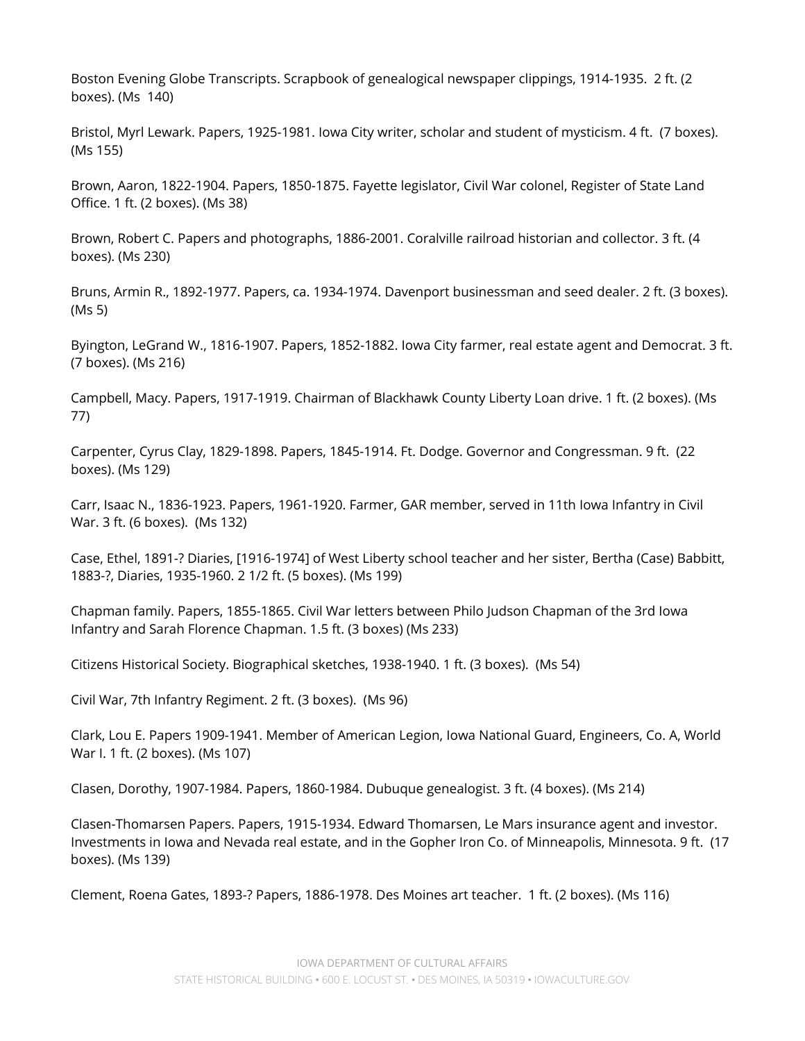Boston Evening Globe Transcripts. Scrapbook of genealogical newspaper clippings, 1914-1935. 2 ft. (2 boxes). (Ms 140)

Bristol, Myrl Lewark. Papers, 1925-1981. Iowa City writer, scholar and student of mysticism. 4 ft. (7 boxes). (Ms 155)

Brown, Aaron, 1822-1904. Papers, 1850-1875. Fayette legislator, Civil War colonel, Register of State Land Office. 1 ft. (2 boxes). (Ms 38)

Brown, Robert C. Papers and photographs, 1886-2001. Coralville railroad historian and collector. 3 ft. (4 boxes). (Ms 230)

Bruns, Armin R., 1892-1977. Papers, ca. 1934-1974. Davenport businessman and seed dealer. 2 ft. (3 boxes). (Ms 5)

Byington, LeGrand W., 1816-1907. Papers, 1852-1882. Iowa City farmer, real estate agent and Democrat. 3 ft. (7 boxes). (Ms 216)

Campbell, Macy. Papers, 1917-1919. Chairman of Blackhawk County Liberty Loan drive. 1 ft. (2 boxes). (Ms 77)

Carpenter, Cyrus Clay, 1829-1898. Papers, 1845-1914. Ft. Dodge. Governor and Congressman. 9 ft. (22 boxes). (Ms 129)

Carr, Isaac N., 1836-1923. Papers, 1961-1920. Farmer, GAR member, served in 11th Iowa Infantry in Civil War. 3 ft. (6 boxes). (Ms 132)

Case, Ethel, 1891-? Diaries, [1916-1974] of West Liberty school teacher and her sister, Bertha (Case) Babbitt, 1883-?, Diaries, 1935-1960. 2 1/2 ft. (5 boxes). (Ms 199)

Chapman family. Papers, 1855-1865. Civil War letters between Philo Judson Chapman of the 3rd Iowa Infantry and Sarah Florence Chapman. 1.5 ft. (3 boxes) (Ms 233)

Citizens Historical Society. Biographical sketches, 1938-1940. 1 ft. (3 boxes). (Ms 54)

Civil War, 7th Infantry Regiment. 2 ft. (3 boxes). (Ms 96)

Clark, Lou E. Papers 1909-1941. Member of American Legion, Iowa National Guard, Engineers, Co. A, World War I. 1 ft. (2 boxes). (Ms 107)

Clasen, Dorothy, 1907-1984. Papers, 1860-1984. Dubuque genealogist. 3 ft. (4 boxes). (Ms 214)

Clasen-Thomarsen Papers. Papers, 1915-1934. Edward Thomarsen, Le Mars insurance agent and investor. Investments in Iowa and Nevada real estate, and in the Gopher Iron Co. of Minneapolis, Minnesota. 9 ft. (17 boxes). (Ms 139)

Clement, Roena Gates, 1893-? Papers, 1886-1978. Des Moines art teacher. 1 ft. (2 boxes). (Ms 116)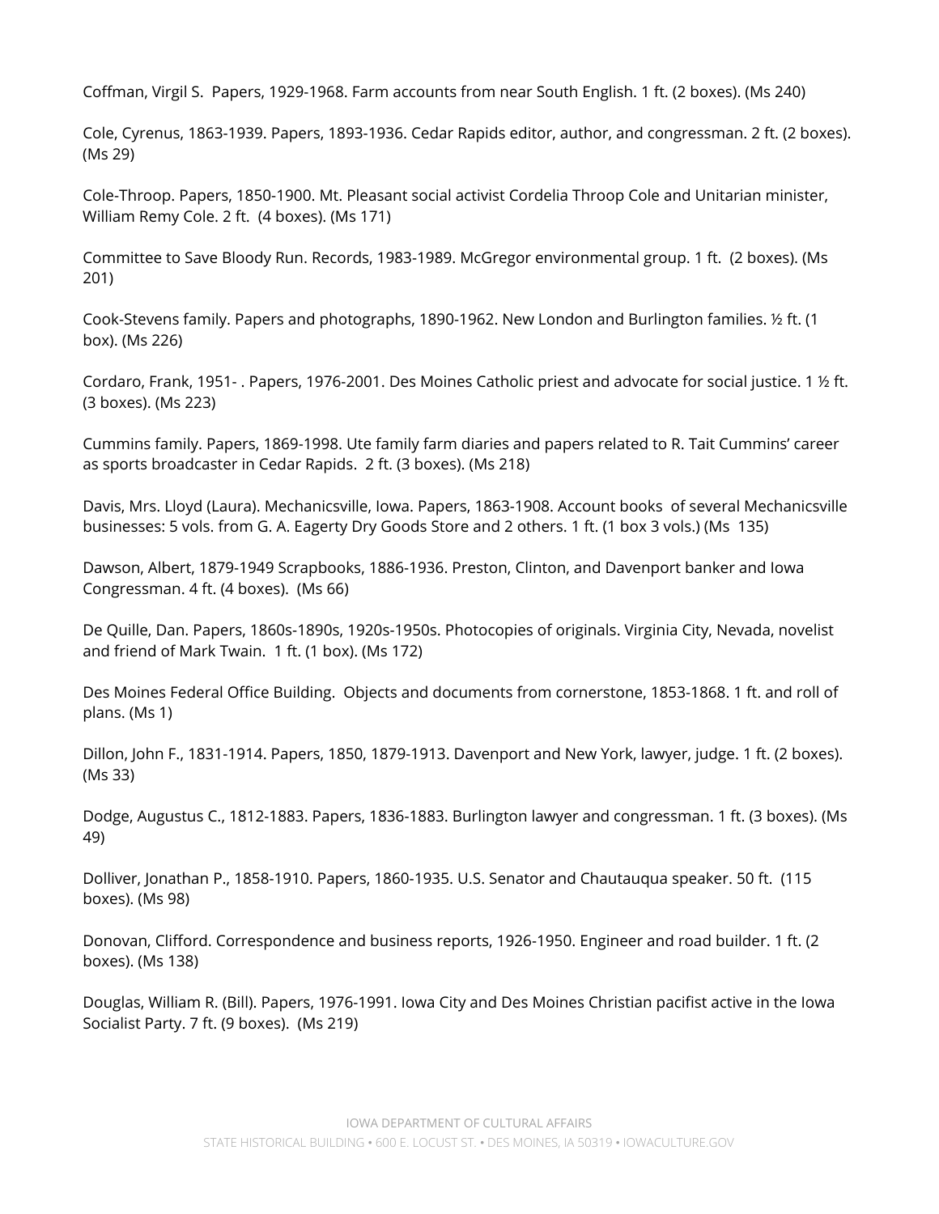Coffman, Virgil S. Papers, 1929-1968. Farm accounts from near South English. 1 ft. (2 boxes). (Ms 240)

Cole, Cyrenus, 1863-1939. Papers, 1893-1936. Cedar Rapids editor, author, and congressman. 2 ft. (2 boxes). (Ms 29)

Cole-Throop. Papers, 1850-1900. Mt. Pleasant social activist Cordelia Throop Cole and Unitarian minister, William Remy Cole. 2 ft. (4 boxes). (Ms 171)

Committee to Save Bloody Run. Records, 1983-1989. McGregor environmental group. 1 ft. (2 boxes). (Ms 201)

Cook-Stevens family. Papers and photographs, 1890-1962. New London and Burlington families. ½ ft. (1 box). (Ms 226)

Cordaro, Frank, 1951- . Papers, 1976-2001. Des Moines Catholic priest and advocate for social justice. 1 ½ ft. (3 boxes). (Ms 223)

Cummins family. Papers, 1869-1998. Ute family farm diaries and papers related to R. Tait Cummins' career as sports broadcaster in Cedar Rapids. 2 ft. (3 boxes). (Ms 218)

Davis, Mrs. Lloyd (Laura). Mechanicsville, Iowa. Papers, 1863-1908. Account books of several Mechanicsville businesses: 5 vols. from G. A. Eagerty Dry Goods Store and 2 others. 1 ft. (1 box 3 vols.) (Ms 135)

Dawson, Albert, 1879-1949 Scrapbooks, 1886-1936. Preston, Clinton, and Davenport banker and Iowa Congressman. 4 ft. (4 boxes). (Ms 66)

De Quille, Dan. Papers, 1860s-1890s, 1920s-1950s. Photocopies of originals. Virginia City, Nevada, novelist and friend of Mark Twain. 1 ft. (1 box). (Ms 172)

Des Moines Federal Office Building. Objects and documents from cornerstone, 1853-1868. 1 ft. and roll of plans. (Ms 1)

Dillon, John F., 1831-1914. Papers, 1850, 1879-1913. Davenport and New York, lawyer, judge. 1 ft. (2 boxes). (Ms 33)

Dodge, Augustus C., 1812-1883. Papers, 1836-1883. Burlington lawyer and congressman. 1 ft. (3 boxes). (Ms 49)

Dolliver, Jonathan P., 1858-1910. Papers, 1860-1935. U.S. Senator and Chautauqua speaker. 50 ft. (115 boxes). (Ms 98)

Donovan, Clifford. Correspondence and business reports, 1926-1950. Engineer and road builder. 1 ft. (2 boxes). (Ms 138)

Douglas, William R. (Bill). Papers, 1976-1991. Iowa City and Des Moines Christian pacifist active in the Iowa Socialist Party. 7 ft. (9 boxes). (Ms 219)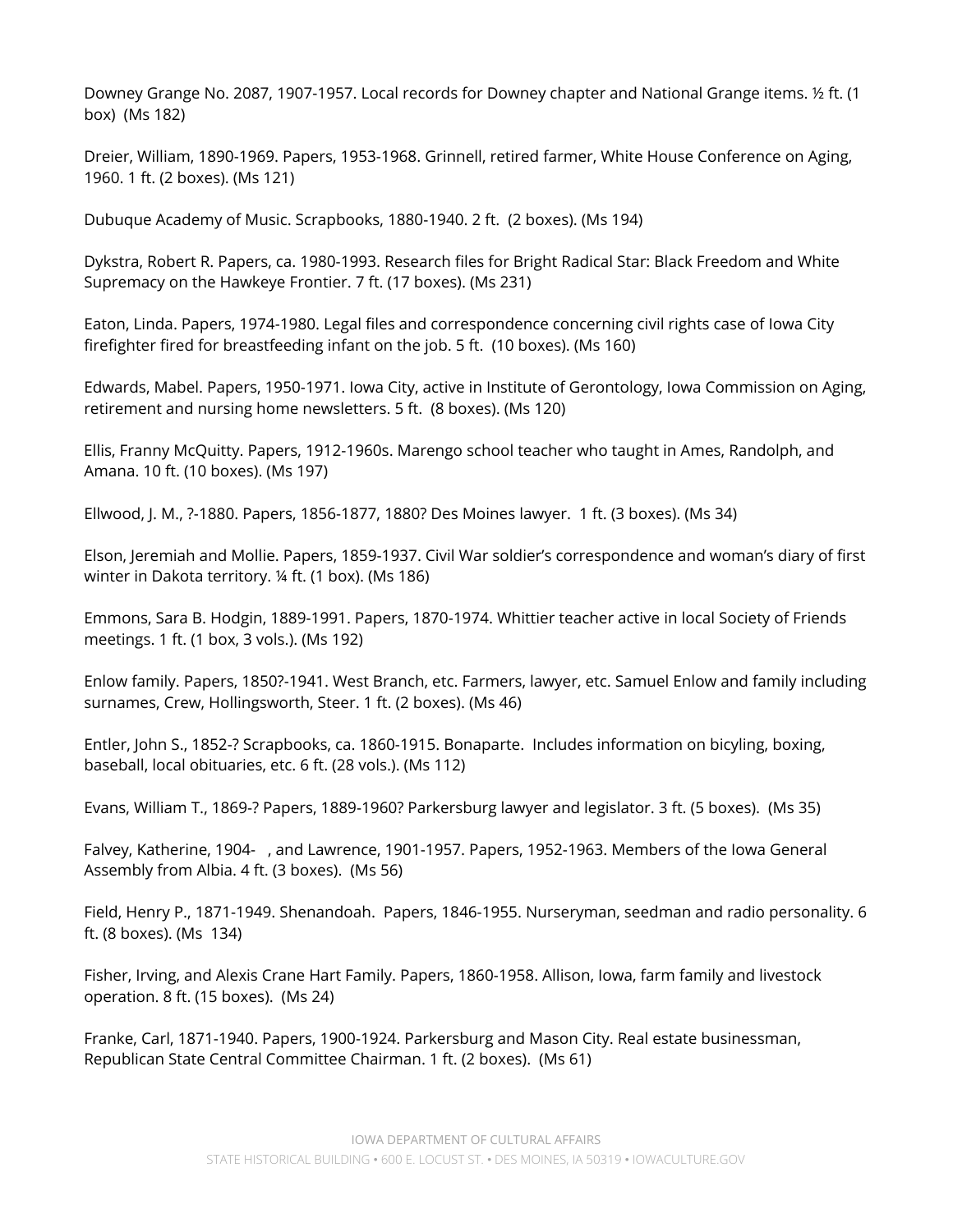Downey Grange No. 2087, 1907-1957. Local records for Downey chapter and National Grange items. ½ ft. (1 box) (Ms 182)

Dreier, William, 1890-1969. Papers, 1953-1968. Grinnell, retired farmer, White House Conference on Aging, 1960. 1 ft. (2 boxes). (Ms 121)

Dubuque Academy of Music. Scrapbooks, 1880-1940. 2 ft. (2 boxes). (Ms 194)

Dykstra, Robert R. Papers, ca. 1980-1993. Research files for Bright Radical Star: Black Freedom and White Supremacy on the Hawkeye Frontier. 7 ft. (17 boxes). (Ms 231)

Eaton, Linda. Papers, 1974-1980. Legal files and correspondence concerning civil rights case of Iowa City firefighter fired for breastfeeding infant on the job. 5 ft. (10 boxes). (Ms 160)

Edwards, Mabel. Papers, 1950-1971. Iowa City, active in Institute of Gerontology, Iowa Commission on Aging, retirement and nursing home newsletters. 5 ft. (8 boxes). (Ms 120)

Ellis, Franny McQuitty. Papers, 1912-1960s. Marengo school teacher who taught in Ames, Randolph, and Amana. 10 ft. (10 boxes). (Ms 197)

Ellwood, J. M., ?-1880. Papers, 1856-1877, 1880? Des Moines lawyer. 1 ft. (3 boxes). (Ms 34)

Elson, Jeremiah and Mollie. Papers, 1859-1937. Civil War soldier's correspondence and woman's diary of first winter in Dakota territory. ¼ ft. (1 box). (Ms 186)

Emmons, Sara B. Hodgin, 1889-1991. Papers, 1870-1974. Whittier teacher active in local Society of Friends meetings. 1 ft. (1 box, 3 vols.). (Ms 192)

Enlow family. Papers, 1850?-1941. West Branch, etc. Farmers, lawyer, etc. Samuel Enlow and family including surnames, Crew, Hollingsworth, Steer. 1 ft. (2 boxes). (Ms 46)

Entler, John S., 1852-? Scrapbooks, ca. 1860-1915. Bonaparte. Includes information on bicyling, boxing, baseball, local obituaries, etc. 6 ft. (28 vols.). (Ms 112)

Evans, William T., 1869-? Papers, 1889-1960? Parkersburg lawyer and legislator. 3 ft. (5 boxes). (Ms 35)

Falvey, Katherine, 1904- , and Lawrence, 1901-1957. Papers, 1952-1963. Members of the Iowa General Assembly from Albia. 4 ft. (3 boxes). (Ms 56)

Field, Henry P., 1871-1949. Shenandoah. Papers, 1846-1955. Nurseryman, seedman and radio personality. 6 ft. (8 boxes). (Ms 134)

Fisher, Irving, and Alexis Crane Hart Family. Papers, 1860-1958. Allison, Iowa, farm family and livestock operation. 8 ft. (15 boxes). (Ms 24)

Franke, Carl, 1871-1940. Papers, 1900-1924. Parkersburg and Mason City. Real estate businessman, Republican State Central Committee Chairman. 1 ft. (2 boxes). (Ms 61)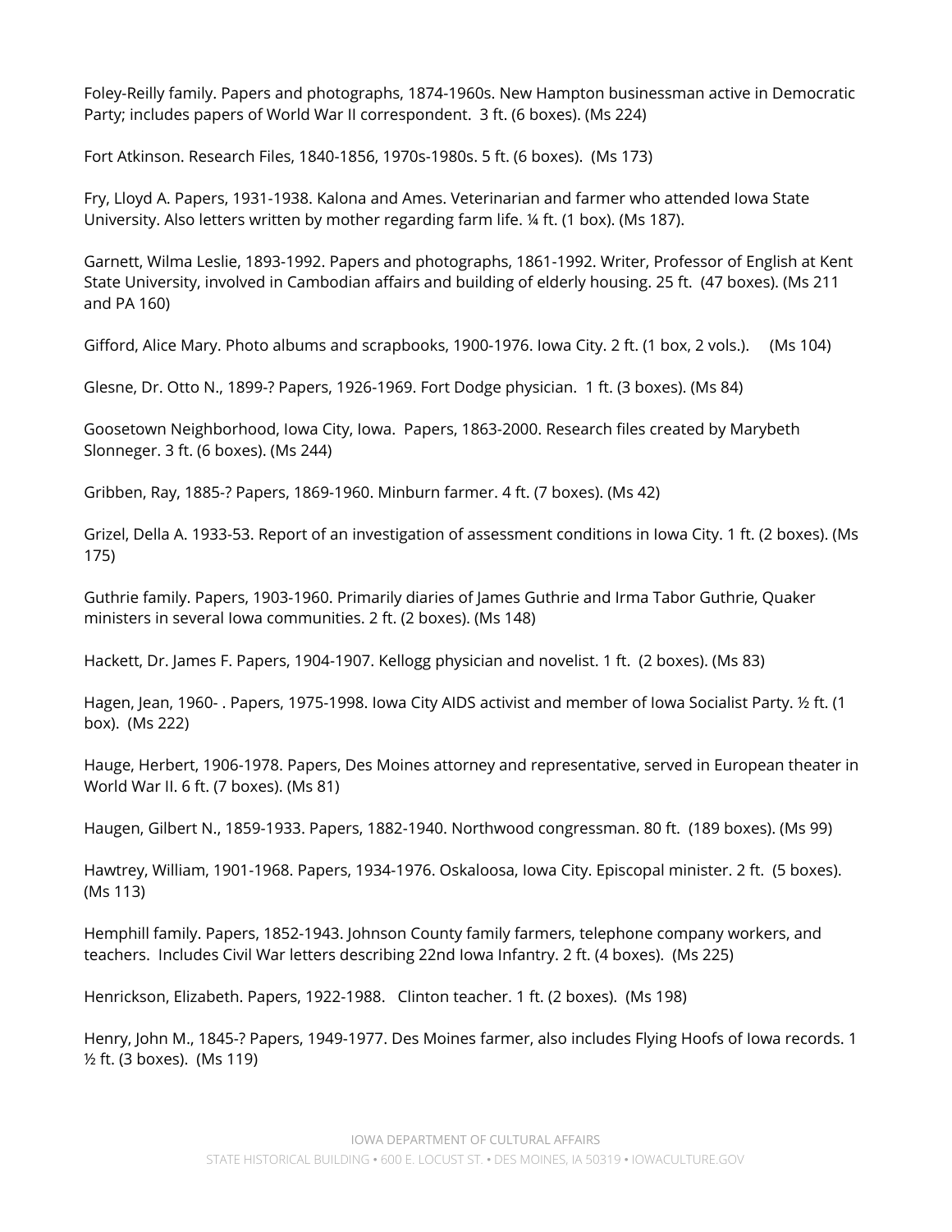Foley-Reilly family. Papers and photographs, 1874-1960s. New Hampton businessman active in Democratic Party; includes papers of World War II correspondent. 3 ft. (6 boxes). (Ms 224)

Fort Atkinson. Research Files, 1840-1856, 1970s-1980s. 5 ft. (6 boxes). (Ms 173)

Fry, Lloyd A. Papers, 1931-1938. Kalona and Ames. Veterinarian and farmer who attended Iowa State University. Also letters written by mother regarding farm life. ¼ ft. (1 box). (Ms 187).

Garnett, Wilma Leslie, 1893-1992. Papers and photographs, 1861-1992. Writer, Professor of English at Kent State University, involved in Cambodian affairs and building of elderly housing. 25 ft. (47 boxes). (Ms 211 and PA 160)

Gifford, Alice Mary. Photo albums and scrapbooks, 1900-1976. Iowa City. 2 ft. (1 box, 2 vols.). (Ms 104)

Glesne, Dr. Otto N., 1899-? Papers, 1926-1969. Fort Dodge physician. 1 ft. (3 boxes). (Ms 84)

Goosetown Neighborhood, Iowa City, Iowa. Papers, 1863-2000. Research files created by Marybeth Slonneger. 3 ft. (6 boxes). (Ms 244)

Gribben, Ray, 1885-? Papers, 1869-1960. Minburn farmer. 4 ft. (7 boxes). (Ms 42)

Grizel, Della A. 1933-53. Report of an investigation of assessment conditions in Iowa City. 1 ft. (2 boxes). (Ms 175)

Guthrie family. Papers, 1903-1960. Primarily diaries of James Guthrie and Irma Tabor Guthrie, Quaker ministers in several Iowa communities. 2 ft. (2 boxes). (Ms 148)

Hackett, Dr. James F. Papers, 1904-1907. Kellogg physician and novelist. 1 ft. (2 boxes). (Ms 83)

Hagen, Jean, 1960- . Papers, 1975-1998. Iowa City AIDS activist and member of Iowa Socialist Party. ½ ft. (1 box). (Ms 222)

Hauge, Herbert, 1906-1978. Papers, Des Moines attorney and representative, served in European theater in World War II. 6 ft. (7 boxes). (Ms 81)

Haugen, Gilbert N., 1859-1933. Papers, 1882-1940. Northwood congressman. 80 ft. (189 boxes). (Ms 99)

Hawtrey, William, 1901-1968. Papers, 1934-1976. Oskaloosa, Iowa City. Episcopal minister. 2 ft. (5 boxes). (Ms 113)

Hemphill family. Papers, 1852-1943. Johnson County family farmers, telephone company workers, and teachers. Includes Civil War letters describing 22nd Iowa Infantry. 2 ft. (4 boxes). (Ms 225)

Henrickson, Elizabeth. Papers, 1922-1988. Clinton teacher. 1 ft. (2 boxes). (Ms 198)

Henry, John M., 1845-? Papers, 1949-1977. Des Moines farmer, also includes Flying Hoofs of Iowa records. 1 ½ ft. (3 boxes). (Ms 119)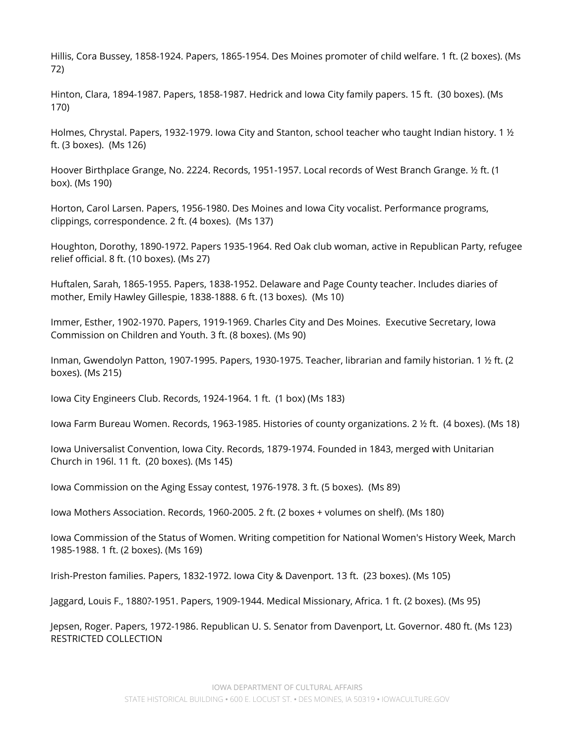Hillis, Cora Bussey, 1858-1924. Papers, 1865-1954. Des Moines promoter of child welfare. 1 ft. (2 boxes). (Ms 72)

Hinton, Clara, 1894-1987. Papers, 1858-1987. Hedrick and Iowa City family papers. 15 ft. (30 boxes). (Ms 170)

Holmes, Chrystal. Papers, 1932-1979. Iowa City and Stanton, school teacher who taught Indian history. 1 ½ ft. (3 boxes). (Ms 126)

Hoover Birthplace Grange, No. 2224. Records, 1951-1957. Local records of West Branch Grange. ½ ft. (1 box). (Ms 190)

Horton, Carol Larsen. Papers, 1956-1980. Des Moines and Iowa City vocalist. Performance programs, clippings, correspondence. 2 ft. (4 boxes). (Ms 137)

Houghton, Dorothy, 1890-1972. Papers 1935-1964. Red Oak club woman, active in Republican Party, refugee relief official. 8 ft. (10 boxes). (Ms 27)

Huftalen, Sarah, 1865-1955. Papers, 1838-1952. Delaware and Page County teacher. Includes diaries of mother, Emily Hawley Gillespie, 1838-1888. 6 ft. (13 boxes). (Ms 10)

Immer, Esther, 1902-1970. Papers, 1919-1969. Charles City and Des Moines. Executive Secretary, Iowa Commission on Children and Youth. 3 ft. (8 boxes). (Ms 90)

Inman, Gwendolyn Patton, 1907-1995. Papers, 1930-1975. Teacher, librarian and family historian. 1 ½ ft. (2 boxes). (Ms 215)

Iowa City Engineers Club. Records, 1924-1964. 1 ft. (1 box) (Ms 183)

Iowa Farm Bureau Women. Records, 1963-1985. Histories of county organizations. 2 ½ ft. (4 boxes). (Ms 18)

Iowa Universalist Convention, Iowa City. Records, 1879-1974. Founded in 1843, merged with Unitarian Church in 196l. 11 ft. (20 boxes). (Ms 145)

Iowa Commission on the Aging Essay contest, 1976-1978. 3 ft. (5 boxes). (Ms 89)

Iowa Mothers Association. Records, 1960-2005. 2 ft. (2 boxes + volumes on shelf). (Ms 180)

Iowa Commission of the Status of Women. Writing competition for National Women's History Week, March 1985-1988. 1 ft. (2 boxes). (Ms 169)

Irish-Preston families. Papers, 1832-1972. Iowa City & Davenport. 13 ft. (23 boxes). (Ms 105)

Jaggard, Louis F., 1880?-1951. Papers, 1909-1944. Medical Missionary, Africa. 1 ft. (2 boxes). (Ms 95)

Jepsen, Roger. Papers, 1972-1986. Republican U. S. Senator from Davenport, Lt. Governor. 480 ft. (Ms 123) RESTRICTED COLLECTION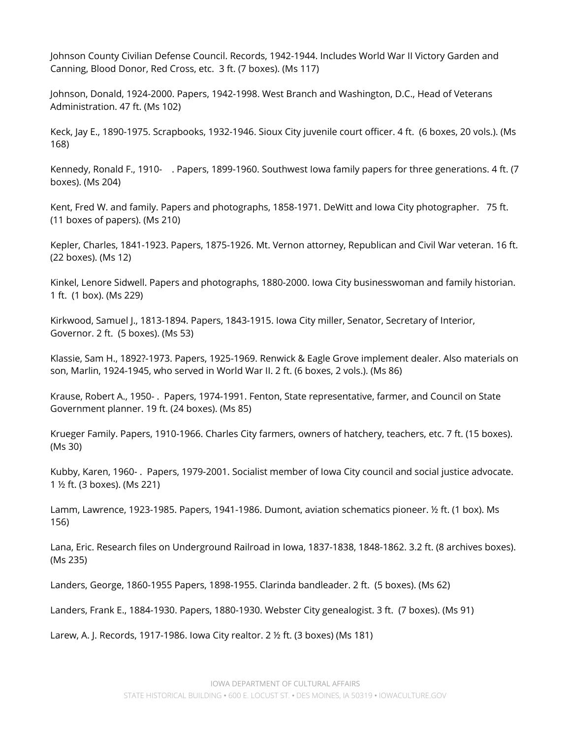Johnson County Civilian Defense Council. Records, 1942-1944. Includes World War II Victory Garden and Canning, Blood Donor, Red Cross, etc. 3 ft. (7 boxes). (Ms 117)

Johnson, Donald, 1924-2000. Papers, 1942-1998. West Branch and Washington, D.C., Head of Veterans Administration. 47 ft. (Ms 102)

Keck, Jay E., 1890-1975. Scrapbooks, 1932-1946. Sioux City juvenile court officer. 4 ft. (6 boxes, 20 vols.). (Ms 168)

Kennedy, Ronald F., 1910- . Papers, 1899-1960. Southwest Iowa family papers for three generations. 4 ft. (7 boxes). (Ms 204)

Kent, Fred W. and family. Papers and photographs, 1858-1971. DeWitt and Iowa City photographer. 75 ft. (11 boxes of papers). (Ms 210)

Kepler, Charles, 1841-1923. Papers, 1875-1926. Mt. Vernon attorney, Republican and Civil War veteran. 16 ft. (22 boxes). (Ms 12)

Kinkel, Lenore Sidwell. Papers and photographs, 1880-2000. Iowa City businesswoman and family historian. 1 ft. (1 box). (Ms 229)

Kirkwood, Samuel J., 1813-1894. Papers, 1843-1915. Iowa City miller, Senator, Secretary of Interior, Governor. 2 ft. (5 boxes). (Ms 53)

Klassie, Sam H., 1892?-1973. Papers, 1925-1969. Renwick & Eagle Grove implement dealer. Also materials on son, Marlin, 1924-1945, who served in World War II. 2 ft. (6 boxes, 2 vols.). (Ms 86)

Krause, Robert A., 1950- . Papers, 1974-1991. Fenton, State representative, farmer, and Council on State Government planner. 19 ft. (24 boxes). (Ms 85)

Krueger Family. Papers, 1910-1966. Charles City farmers, owners of hatchery, teachers, etc. 7 ft. (15 boxes). (Ms 30)

Kubby, Karen, 1960- . Papers, 1979-2001. Socialist member of Iowa City council and social justice advocate. 1 ½ ft. (3 boxes). (Ms 221)

Lamm, Lawrence, 1923-1985. Papers, 1941-1986. Dumont, aviation schematics pioneer. ½ ft. (1 box). Ms 156)

Lana, Eric. Research files on Underground Railroad in Iowa, 1837-1838, 1848-1862. 3.2 ft. (8 archives boxes). (Ms 235)

Landers, George, 1860-1955 Papers, 1898-1955. Clarinda bandleader. 2 ft. (5 boxes). (Ms 62)

Landers, Frank E., 1884-1930. Papers, 1880-1930. Webster City genealogist. 3 ft. (7 boxes). (Ms 91)

Larew, A. J. Records, 1917-1986. Iowa City realtor. 2 ½ ft. (3 boxes) (Ms 181)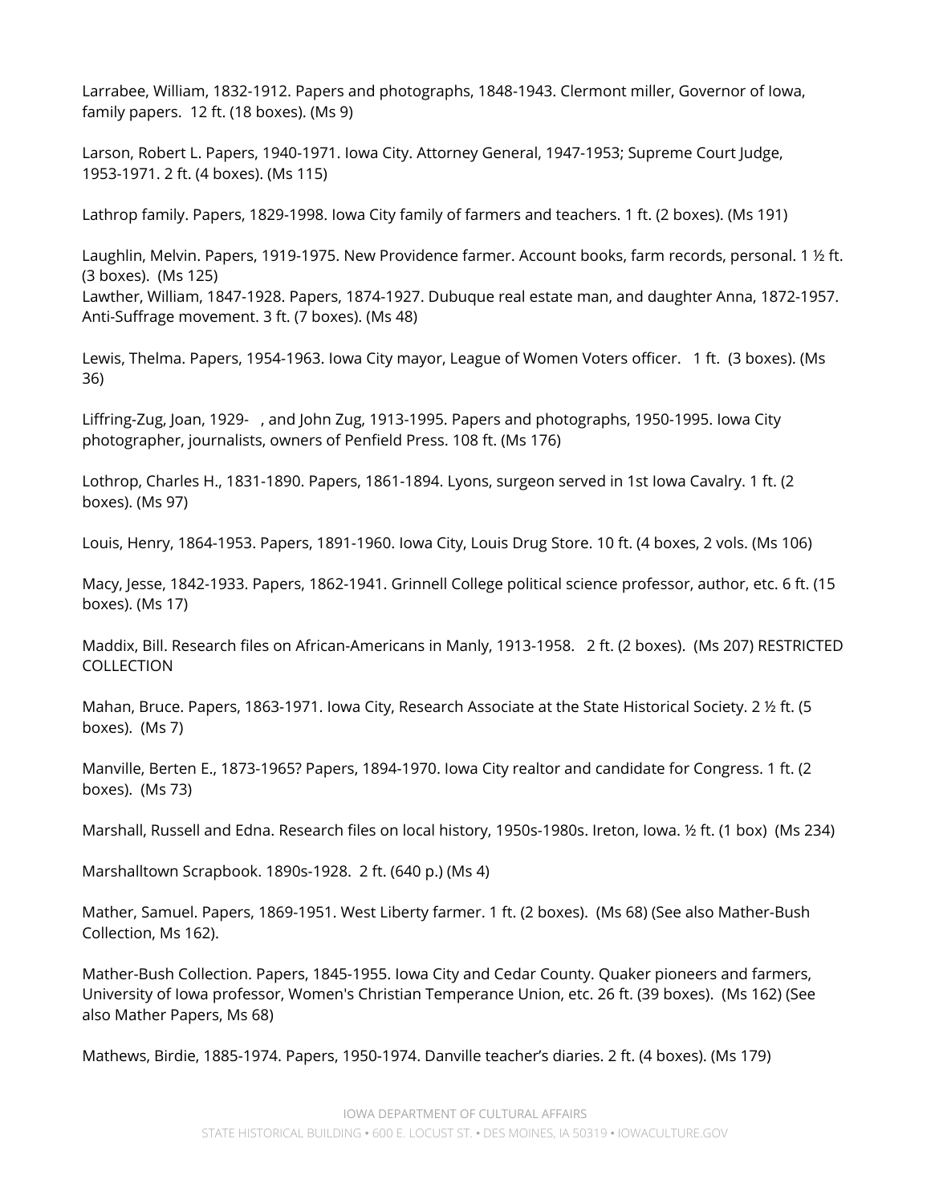Larrabee, William, 1832-1912. Papers and photographs, 1848-1943. Clermont miller, Governor of Iowa, family papers. 12 ft. (18 boxes). (Ms 9)

Larson, Robert L. Papers, 1940-1971. Iowa City. Attorney General, 1947-1953; Supreme Court Judge, 1953-1971. 2 ft. (4 boxes). (Ms 115)

Lathrop family. Papers, 1829-1998. Iowa City family of farmers and teachers. 1 ft. (2 boxes). (Ms 191)

Laughlin, Melvin. Papers, 1919-1975. New Providence farmer. Account books, farm records, personal. 1 ½ ft. (3 boxes). (Ms 125)
Lawther, William, 1847-1928. Papers, 1874-1927. Dubuque real estate man, and daughter Anna, 1872-1957. Anti-Suffrage movement. 3 ft. (7 boxes). (Ms 48)

Lewis, Thelma. Papers, 1954-1963. Iowa City mayor, League of Women Voters officer. 1 ft. (3 boxes). (Ms 36)

Liffring-Zug, Joan, 1929- , and John Zug, 1913-1995. Papers and photographs, 1950-1995. Iowa City photographer, journalists, owners of Penfield Press. 108 ft. (Ms 176)

Lothrop, Charles H., 1831-1890. Papers, 1861-1894. Lyons, surgeon served in 1st Iowa Cavalry. 1 ft. (2 boxes). (Ms 97)

Louis, Henry, 1864-1953. Papers, 1891-1960. Iowa City, Louis Drug Store. 10 ft. (4 boxes, 2 vols. (Ms 106)

Macy, Jesse, 1842-1933. Papers, 1862-1941. Grinnell College political science professor, author, etc. 6 ft. (15 boxes). (Ms 17)

Maddix, Bill. Research files on African-Americans in Manly, 1913-1958. 2 ft. (2 boxes). (Ms 207) RESTRICTED COLLECTION

Mahan, Bruce. Papers, 1863-1971. Iowa City, Research Associate at the State Historical Society. 2 ½ ft. (5 boxes). (Ms 7)

Manville, Berten E., 1873-1965? Papers, 1894-1970. Iowa City realtor and candidate for Congress. 1 ft. (2 boxes). (Ms 73)

Marshall, Russell and Edna. Research files on local history, 1950s-1980s. Ireton, Iowa. ½ ft. (1 box) (Ms 234)

Marshalltown Scrapbook. 1890s-1928. 2 ft. (640 p.) (Ms 4)

Mather, Samuel. Papers, 1869-1951. West Liberty farmer. 1 ft. (2 boxes). (Ms 68) (See also Mather-Bush Collection, Ms 162).

Mather-Bush Collection. Papers, 1845-1955. Iowa City and Cedar County. Quaker pioneers and farmers, University of Iowa professor, Women's Christian Temperance Union, etc. 26 ft. (39 boxes). (Ms 162) (See also Mather Papers, Ms 68)

Mathews, Birdie, 1885-1974. Papers, 1950-1974. Danville teacher's diaries. 2 ft. (4 boxes). (Ms 179)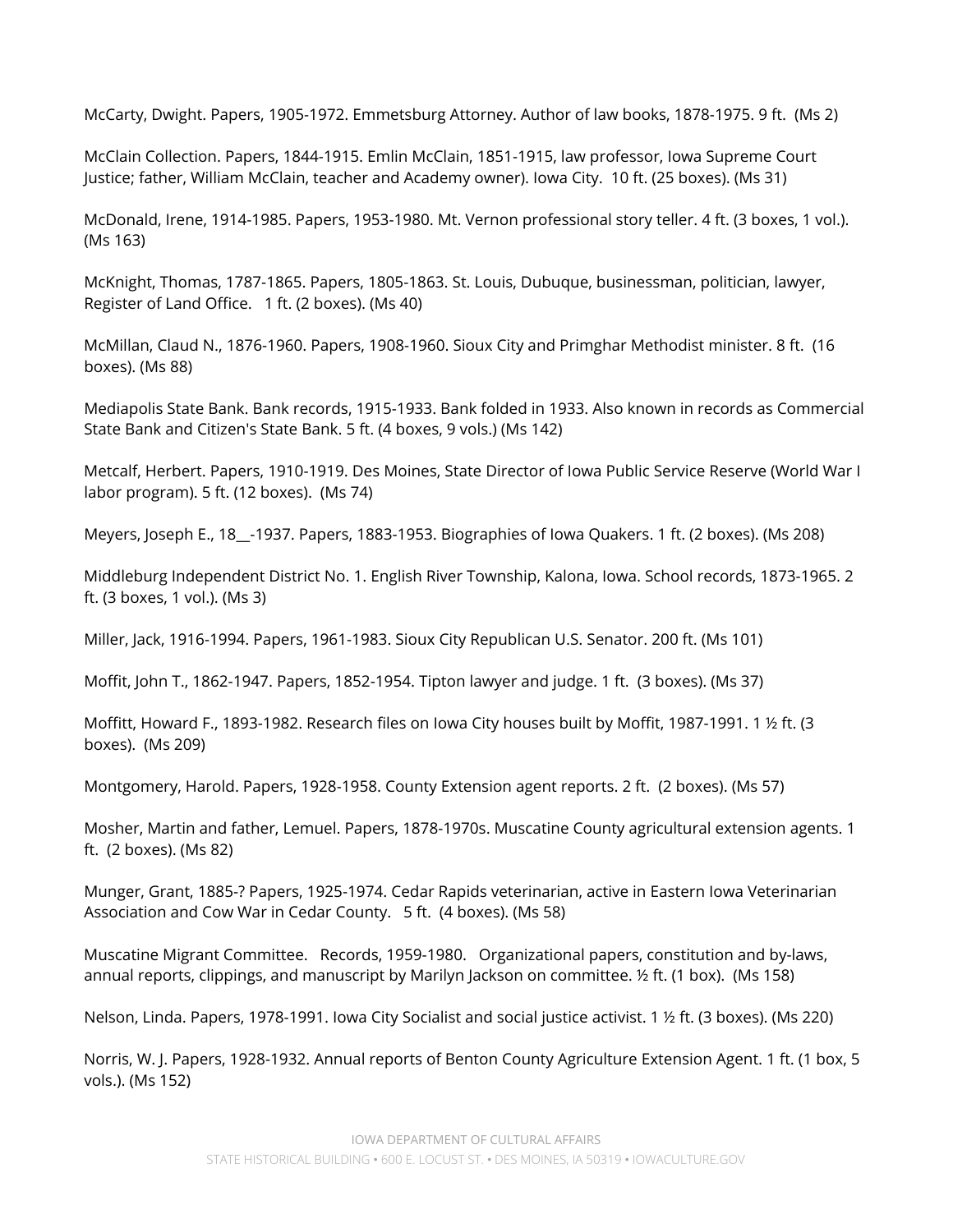McCarty, Dwight. Papers, 1905-1972. Emmetsburg Attorney. Author of law books, 1878-1975. 9 ft.  (Ms 2)

McClain Collection. Papers, 1844-1915. Emlin McClain, 1851-1915, law professor, Iowa Supreme Court Justice; father, William McClain, teacher and Academy owner). Iowa City.  10 ft. (25 boxes). (Ms 31)

McDonald, Irene, 1914-1985. Papers, 1953-1980. Mt. Vernon professional story teller. 4 ft. (3 boxes, 1 vol.). (Ms 163)

McKnight, Thomas, 1787-1865. Papers, 1805-1863. St. Louis, Dubuque, businessman, politician, lawyer, Register of Land Office.   1 ft. (2 boxes). (Ms 40)

McMillan, Claud N., 1876-1960. Papers, 1908-1960. Sioux City and Primghar Methodist minister. 8 ft.  (16 boxes). (Ms 88)

Mediapolis State Bank. Bank records, 1915-1933. Bank folded in 1933. Also known in records as Commercial State Bank and Citizen's State Bank. 5 ft. (4 boxes, 9 vols.) (Ms 142)

Metcalf, Herbert. Papers, 1910-1919. Des Moines, State Director of Iowa Public Service Reserve (World War I labor program). 5 ft. (12 boxes).  (Ms 74)

Meyers, Joseph E., 18__-1937. Papers, 1883-1953. Biographies of Iowa Quakers. 1 ft. (2 boxes). (Ms 208)

Middleburg Independent District No. 1. English River Township, Kalona, Iowa. School records, 1873-1965. 2 ft. (3 boxes, 1 vol.). (Ms 3)

Miller, Jack, 1916-1994. Papers, 1961-1983. Sioux City Republican U.S. Senator. 200 ft. (Ms 101)

Moffit, John T., 1862-1947. Papers, 1852-1954. Tipton lawyer and judge. 1 ft.  (3 boxes). (Ms 37)

Moffitt, Howard F., 1893-1982. Research files on Iowa City houses built by Moffit, 1987-1991. 1 ½ ft. (3 boxes).  (Ms 209)

Montgomery, Harold. Papers, 1928-1958. County Extension agent reports. 2 ft.  (2 boxes). (Ms 57)

Mosher, Martin and father, Lemuel. Papers, 1878-1970s. Muscatine County agricultural extension agents. 1 ft.  (2 boxes). (Ms 82)

Munger, Grant, 1885-? Papers, 1925-1974. Cedar Rapids veterinarian, active in Eastern Iowa Veterinarian Association and Cow War in Cedar County.   5 ft.  (4 boxes). (Ms 58)

Muscatine Migrant Committee.   Records, 1959-1980.   Organizational papers, constitution and by-laws, annual reports, clippings, and manuscript by Marilyn Jackson on committee. ½ ft. (1 box).  (Ms 158)

Nelson, Linda. Papers, 1978-1991. Iowa City Socialist and social justice activist. 1 ½ ft. (3 boxes). (Ms 220)

Norris, W. J. Papers, 1928-1932. Annual reports of Benton County Agriculture Extension Agent. 1 ft. (1 box, 5 vols.). (Ms 152)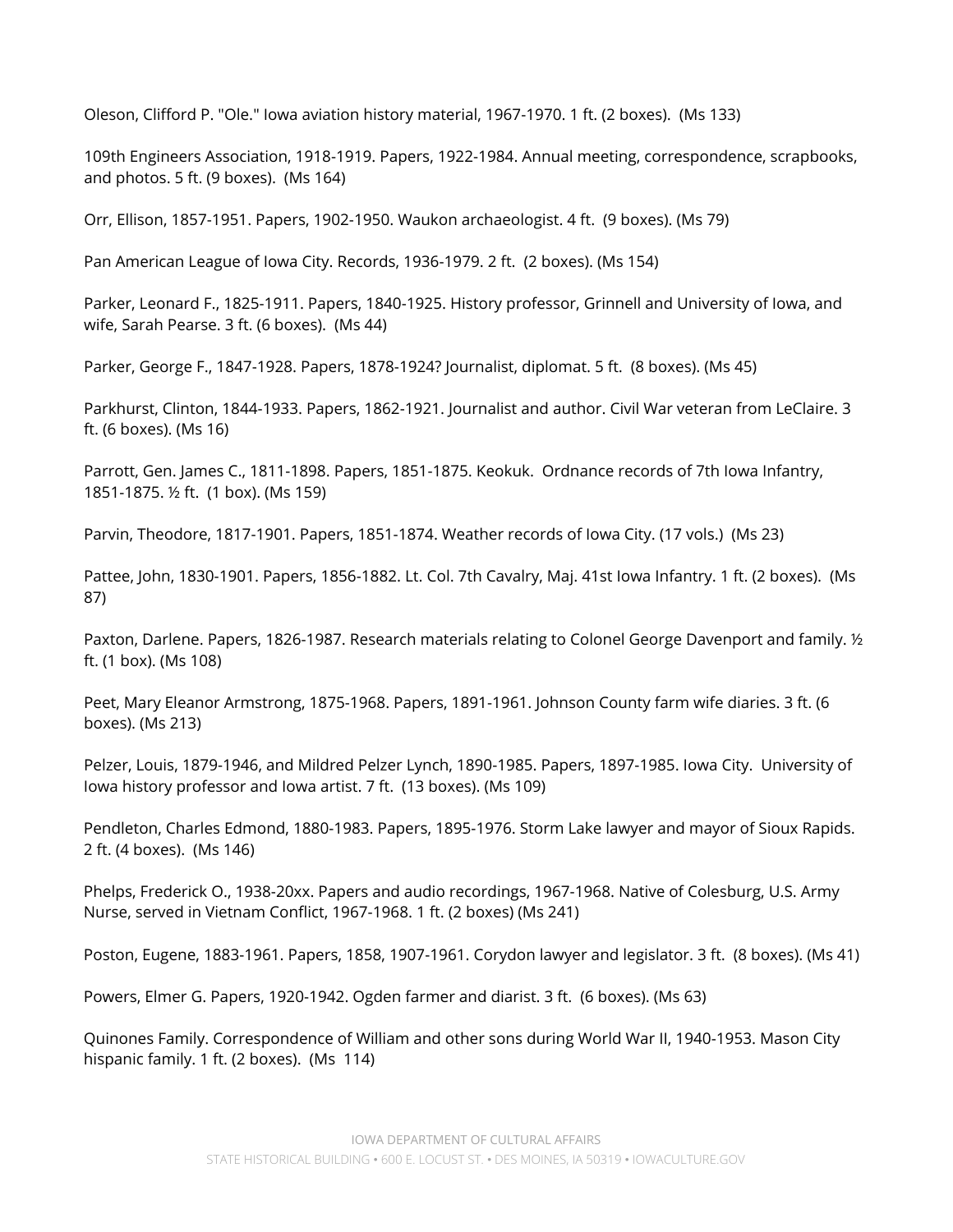Oleson, Clifford P. "Ole." Iowa aviation history material, 1967-1970. 1 ft. (2 boxes). (Ms 133)

109th Engineers Association, 1918-1919. Papers, 1922-1984. Annual meeting, correspondence, scrapbooks, and photos. 5 ft. (9 boxes). (Ms 164)

Orr, Ellison, 1857-1951. Papers, 1902-1950. Waukon archaeologist. 4 ft. (9 boxes). (Ms 79)

Pan American League of Iowa City. Records, 1936-1979. 2 ft. (2 boxes). (Ms 154)

Parker, Leonard F., 1825-1911. Papers, 1840-1925. History professor, Grinnell and University of Iowa, and wife, Sarah Pearse. 3 ft. (6 boxes). (Ms 44)

Parker, George F., 1847-1928. Papers, 1878-1924? Journalist, diplomat. 5 ft. (8 boxes). (Ms 45)

Parkhurst, Clinton, 1844-1933. Papers, 1862-1921. Journalist and author. Civil War veteran from LeClaire. 3 ft. (6 boxes). (Ms 16)

Parrott, Gen. James C., 1811-1898. Papers, 1851-1875. Keokuk. Ordnance records of 7th Iowa Infantry, 1851-1875. ½ ft. (1 box). (Ms 159)

Parvin, Theodore, 1817-1901. Papers, 1851-1874. Weather records of Iowa City. (17 vols.) (Ms 23)

Pattee, John, 1830-1901. Papers, 1856-1882. Lt. Col. 7th Cavalry, Maj. 41st Iowa Infantry. 1 ft. (2 boxes). (Ms 87)

Paxton, Darlene. Papers, 1826-1987. Research materials relating to Colonel George Davenport and family. ½ ft. (1 box). (Ms 108)

Peet, Mary Eleanor Armstrong, 1875-1968. Papers, 1891-1961. Johnson County farm wife diaries. 3 ft. (6 boxes). (Ms 213)

Pelzer, Louis, 1879-1946, and Mildred Pelzer Lynch, 1890-1985. Papers, 1897-1985. Iowa City. University of Iowa history professor and Iowa artist. 7 ft. (13 boxes). (Ms 109)

Pendleton, Charles Edmond, 1880-1983. Papers, 1895-1976. Storm Lake lawyer and mayor of Sioux Rapids. 2 ft. (4 boxes). (Ms 146)

Phelps, Frederick O., 1938-20xx. Papers and audio recordings, 1967-1968. Native of Colesburg, U.S. Army Nurse, served in Vietnam Conflict, 1967-1968. 1 ft. (2 boxes) (Ms 241)

Poston, Eugene, 1883-1961. Papers, 1858, 1907-1961. Corydon lawyer and legislator. 3 ft. (8 boxes). (Ms 41)

Powers, Elmer G. Papers, 1920-1942. Ogden farmer and diarist. 3 ft. (6 boxes). (Ms 63)

Quinones Family. Correspondence of William and other sons during World War II, 1940-1953. Mason City hispanic family. 1 ft. (2 boxes). (Ms 114)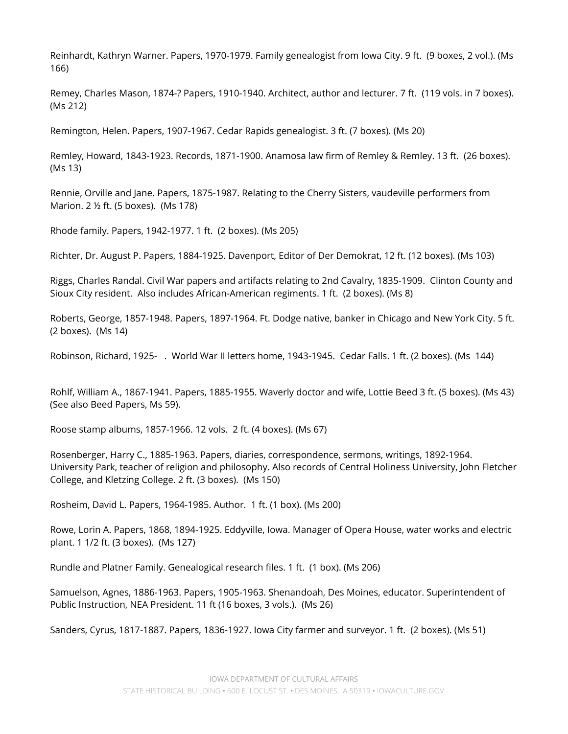Reinhardt, Kathryn Warner. Papers, 1970-1979. Family genealogist from Iowa City. 9 ft. (9 boxes, 2 vol.). (Ms 166)

Remey, Charles Mason, 1874-? Papers, 1910-1940. Architect, author and lecturer. 7 ft. (119 vols. in 7 boxes). (Ms 212)

Remington, Helen. Papers, 1907-1967. Cedar Rapids genealogist. 3 ft. (7 boxes). (Ms 20)

Remley, Howard, 1843-1923. Records, 1871-1900. Anamosa law firm of Remley & Remley. 13 ft. (26 boxes). (Ms 13)

Rennie, Orville and Jane. Papers, 1875-1987. Relating to the Cherry Sisters, vaudeville performers from Marion. 2 ½ ft. (5 boxes). (Ms 178)

Rhode family. Papers, 1942-1977. 1 ft. (2 boxes). (Ms 205)

Richter, Dr. August P. Papers, 1884-1925. Davenport, Editor of Der Demokrat, 12 ft. (12 boxes). (Ms 103)

Riggs, Charles Randal. Civil War papers and artifacts relating to 2nd Cavalry, 1835-1909. Clinton County and Sioux City resident. Also includes African-American regiments. 1 ft. (2 boxes). (Ms 8)

Roberts, George, 1857-1948. Papers, 1897-1964. Ft. Dodge native, banker in Chicago and New York City. 5 ft. (2 boxes). (Ms 14)

Robinson, Richard, 1925- . World War II letters home, 1943-1945. Cedar Falls. 1 ft. (2 boxes). (Ms 144)

Rohlf, William A., 1867-1941. Papers, 1885-1955. Waverly doctor and wife, Lottie Beed 3 ft. (5 boxes). (Ms 43) (See also Beed Papers, Ms 59).

Roose stamp albums, 1857-1966. 12 vols. 2 ft. (4 boxes). (Ms 67)

Rosenberger, Harry C., 1885-1963. Papers, diaries, correspondence, sermons, writings, 1892-1964. University Park, teacher of religion and philosophy. Also records of Central Holiness University, John Fletcher College, and Kletzing College. 2 ft. (3 boxes). (Ms 150)

Rosheim, David L. Papers, 1964-1985. Author. 1 ft. (1 box). (Ms 200)

Rowe, Lorin A. Papers, 1868, 1894-1925. Eddyville, Iowa. Manager of Opera House, water works and electric plant. 1 1/2 ft. (3 boxes). (Ms 127)

Rundle and Platner Family. Genealogical research files. 1 ft. (1 box). (Ms 206)

Samuelson, Agnes, 1886-1963. Papers, 1905-1963. Shenandoah, Des Moines, educator. Superintendent of Public Instruction, NEA President. 11 ft (16 boxes, 3 vols.). (Ms 26)

Sanders, Cyrus, 1817-1887. Papers, 1836-1927. Iowa City farmer and surveyor. 1 ft. (2 boxes). (Ms 51)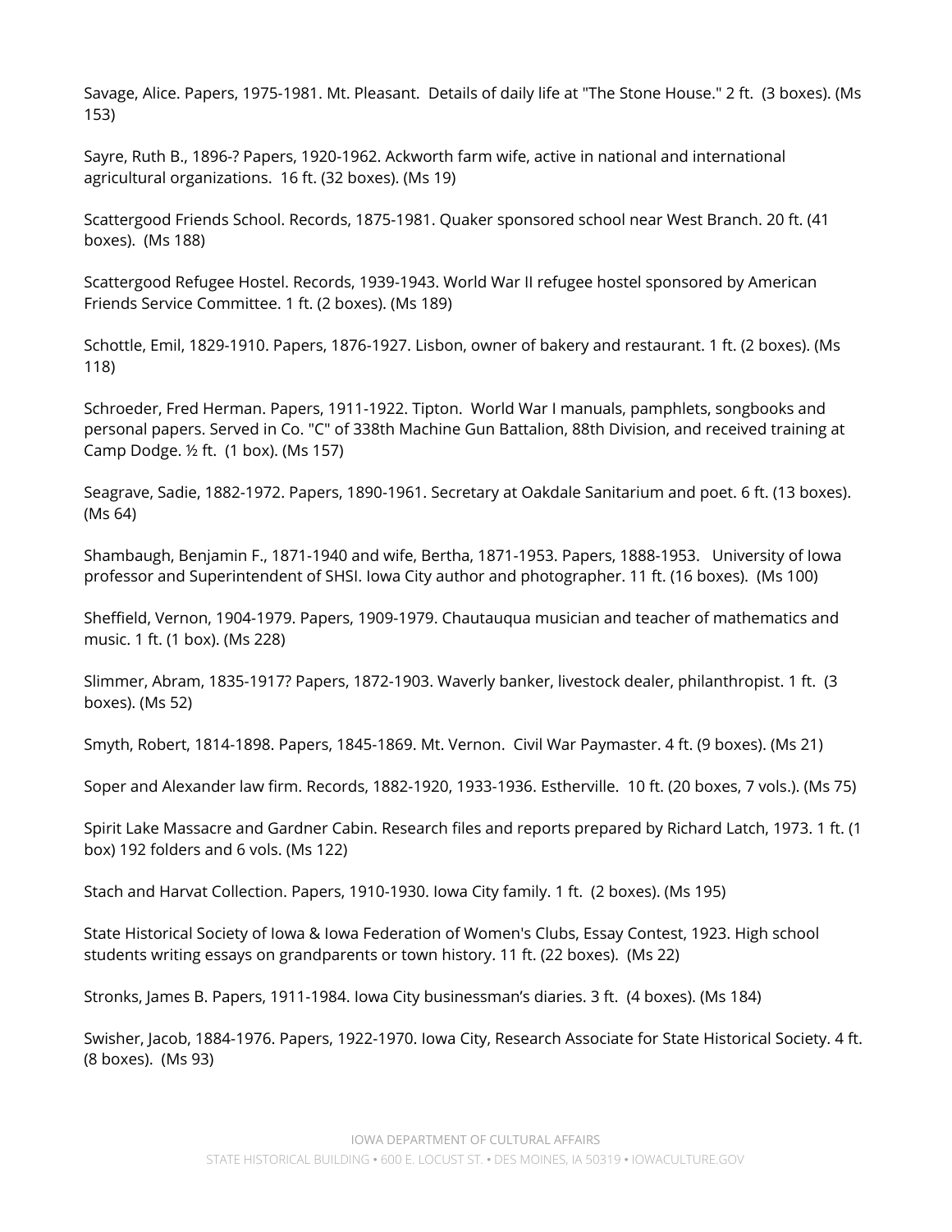Savage, Alice. Papers, 1975-1981. Mt. Pleasant. Details of daily life at "The Stone House." 2 ft. (3 boxes). (Ms 153)

Sayre, Ruth B., 1896-? Papers, 1920-1962. Ackworth farm wife, active in national and international agricultural organizations. 16 ft. (32 boxes). (Ms 19)

Scattergood Friends School. Records, 1875-1981. Quaker sponsored school near West Branch. 20 ft. (41 boxes). (Ms 188)

Scattergood Refugee Hostel. Records, 1939-1943. World War II refugee hostel sponsored by American Friends Service Committee. 1 ft. (2 boxes). (Ms 189)

Schottle, Emil, 1829-1910. Papers, 1876-1927. Lisbon, owner of bakery and restaurant. 1 ft. (2 boxes). (Ms 118)

Schroeder, Fred Herman. Papers, 1911-1922. Tipton. World War I manuals, pamphlets, songbooks and personal papers. Served in Co. "C" of 338th Machine Gun Battalion, 88th Division, and received training at Camp Dodge. ½ ft. (1 box). (Ms 157)

Seagrave, Sadie, 1882-1972. Papers, 1890-1961. Secretary at Oakdale Sanitarium and poet. 6 ft. (13 boxes). (Ms 64)

Shambaugh, Benjamin F., 1871-1940 and wife, Bertha, 1871-1953. Papers, 1888-1953. University of Iowa professor and Superintendent of SHSI. Iowa City author and photographer. 11 ft. (16 boxes). (Ms 100)

Sheffield, Vernon, 1904-1979. Papers, 1909-1979. Chautauqua musician and teacher of mathematics and music. 1 ft. (1 box). (Ms 228)

Slimmer, Abram, 1835-1917? Papers, 1872-1903. Waverly banker, livestock dealer, philanthropist. 1 ft. (3 boxes). (Ms 52)

Smyth, Robert, 1814-1898. Papers, 1845-1869. Mt. Vernon. Civil War Paymaster. 4 ft. (9 boxes). (Ms 21)

Soper and Alexander law firm. Records, 1882-1920, 1933-1936. Estherville. 10 ft. (20 boxes, 7 vols.). (Ms 75)

Spirit Lake Massacre and Gardner Cabin. Research files and reports prepared by Richard Latch, 1973. 1 ft. (1 box) 192 folders and 6 vols. (Ms 122)

Stach and Harvat Collection. Papers, 1910-1930. Iowa City family. 1 ft. (2 boxes). (Ms 195)

State Historical Society of Iowa & Iowa Federation of Women's Clubs, Essay Contest, 1923. High school students writing essays on grandparents or town history. 11 ft. (22 boxes). (Ms 22)

Stronks, James B. Papers, 1911-1984. Iowa City businessman's diaries. 3 ft. (4 boxes). (Ms 184)

Swisher, Jacob, 1884-1976. Papers, 1922-1970. Iowa City, Research Associate for State Historical Society. 4 ft. (8 boxes). (Ms 93)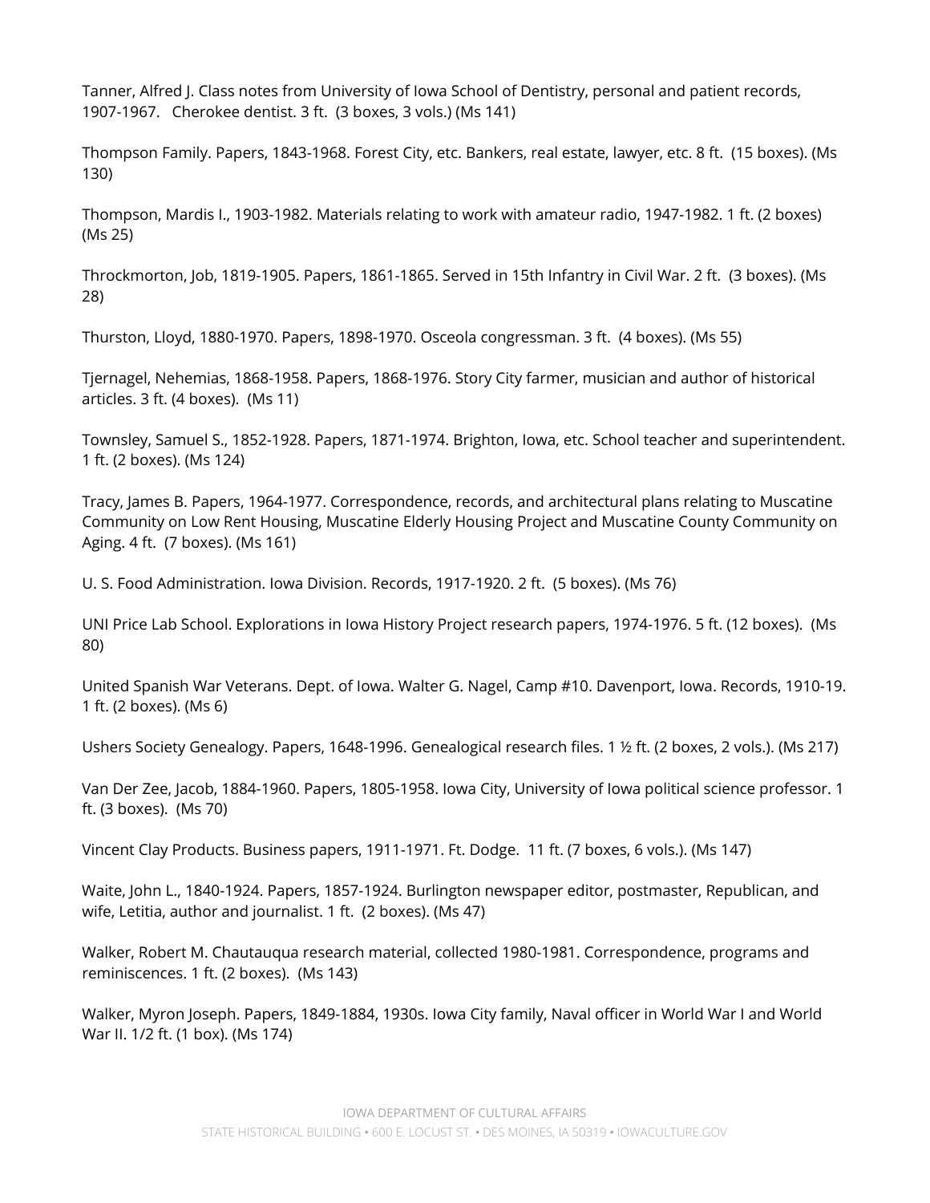Tanner, Alfred J. Class notes from University of Iowa School of Dentistry, personal and patient records, 1907-1967. Cherokee dentist. 3 ft. (3 boxes, 3 vols.) (Ms 141)

Thompson Family. Papers, 1843-1968. Forest City, etc. Bankers, real estate, lawyer, etc. 8 ft. (15 boxes). (Ms 130)

Thompson, Mardis I., 1903-1982. Materials relating to work with amateur radio, 1947-1982. 1 ft. (2 boxes) (Ms 25)

Throckmorton, Job, 1819-1905. Papers, 1861-1865. Served in 15th Infantry in Civil War. 2 ft. (3 boxes). (Ms 28)

Thurston, Lloyd, 1880-1970. Papers, 1898-1970. Osceola congressman. 3 ft. (4 boxes). (Ms 55)

Tjernagel, Nehemias, 1868-1958. Papers, 1868-1976. Story City farmer, musician and author of historical articles. 3 ft. (4 boxes). (Ms 11)

Townsley, Samuel S., 1852-1928. Papers, 1871-1974. Brighton, Iowa, etc. School teacher and superintendent. 1 ft. (2 boxes). (Ms 124)

Tracy, James B. Papers, 1964-1977. Correspondence, records, and architectural plans relating to Muscatine Community on Low Rent Housing, Muscatine Elderly Housing Project and Muscatine County Community on Aging. 4 ft. (7 boxes). (Ms 161)

U. S. Food Administration. Iowa Division. Records, 1917-1920. 2 ft. (5 boxes). (Ms 76)

UNI Price Lab School. Explorations in Iowa History Project research papers, 1974-1976. 5 ft. (12 boxes). (Ms 80)

United Spanish War Veterans. Dept. of Iowa. Walter G. Nagel, Camp #10. Davenport, Iowa. Records, 1910-19. 1 ft. (2 boxes). (Ms 6)

Ushers Society Genealogy. Papers, 1648-1996. Genealogical research files. 1 ½ ft. (2 boxes, 2 vols.). (Ms 217)

Van Der Zee, Jacob, 1884-1960. Papers, 1805-1958. Iowa City, University of Iowa political science professor. 1 ft. (3 boxes). (Ms 70)

Vincent Clay Products. Business papers, 1911-1971. Ft. Dodge. 11 ft. (7 boxes, 6 vols.). (Ms 147)

Waite, John L., 1840-1924. Papers, 1857-1924. Burlington newspaper editor, postmaster, Republican, and wife, Letitia, author and journalist. 1 ft. (2 boxes). (Ms 47)

Walker, Robert M. Chautauqua research material, collected 1980-1981. Correspondence, programs and reminiscences. 1 ft. (2 boxes). (Ms 143)

Walker, Myron Joseph. Papers, 1849-1884, 1930s. Iowa City family, Naval officer in World War I and World War II. 1/2 ft. (1 box). (Ms 174)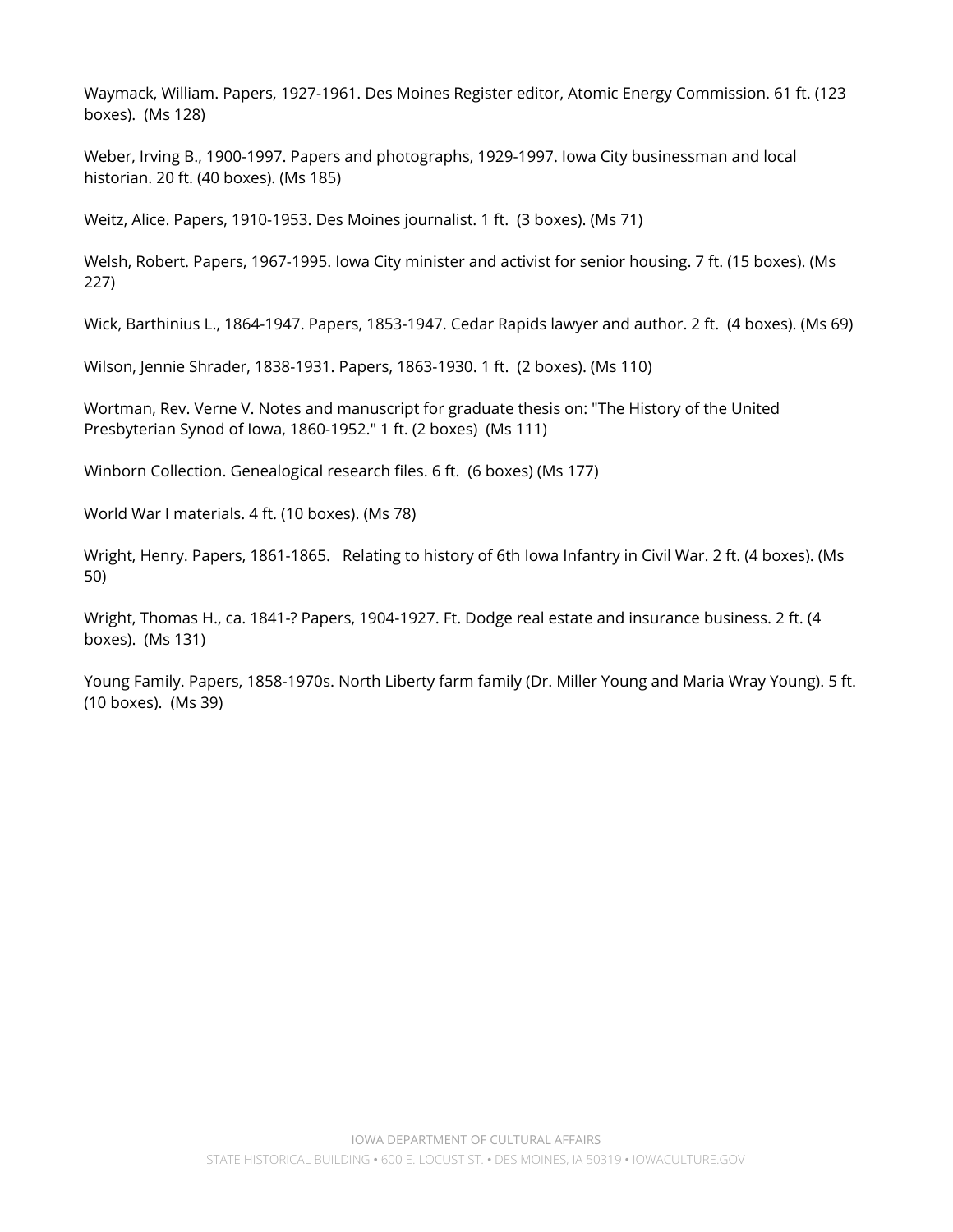Waymack, William. Papers, 1927-1961. Des Moines Register editor, Atomic Energy Commission. 61 ft. (123 boxes). (Ms 128)

Weber, Irving B., 1900-1997. Papers and photographs, 1929-1997. Iowa City businessman and local historian. 20 ft. (40 boxes). (Ms 185)

Weitz, Alice. Papers, 1910-1953. Des Moines journalist. 1 ft. (3 boxes). (Ms 71)

Welsh, Robert. Papers, 1967-1995. Iowa City minister and activist for senior housing. 7 ft. (15 boxes). (Ms 227)

Wick, Barthinius L., 1864-1947. Papers, 1853-1947. Cedar Rapids lawyer and author. 2 ft. (4 boxes). (Ms 69)

Wilson, Jennie Shrader, 1838-1931. Papers, 1863-1930. 1 ft. (2 boxes). (Ms 110)

Wortman, Rev. Verne V. Notes and manuscript for graduate thesis on: "The History of the United Presbyterian Synod of Iowa, 1860-1952." 1 ft. (2 boxes) (Ms 111)

Winborn Collection. Genealogical research files. 6 ft. (6 boxes) (Ms 177)

World War I materials. 4 ft. (10 boxes). (Ms 78)

Wright, Henry. Papers, 1861-1865. Relating to history of 6th Iowa Infantry in Civil War. 2 ft. (4 boxes). (Ms 50)

Wright, Thomas H., ca. 1841-? Papers, 1904-1927. Ft. Dodge real estate and insurance business. 2 ft. (4 boxes). (Ms 131)

Young Family. Papers, 1858-1970s. North Liberty farm family (Dr. Miller Young and Maria Wray Young). 5 ft. (10 boxes). (Ms 39)